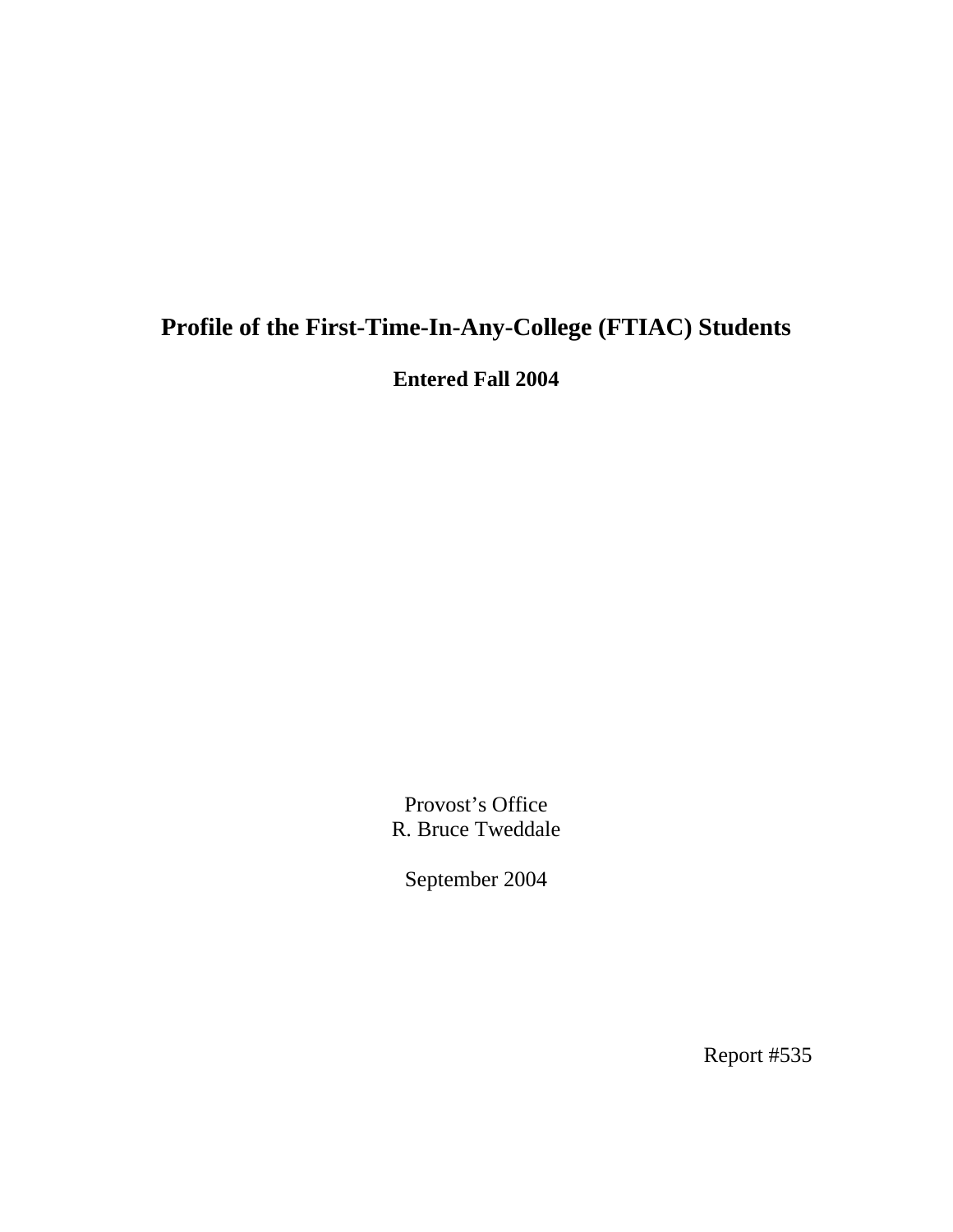# Profile of the First-Time-In-Any-College (FTIAC) Students

**Entered Fall 2004**

Provost's Office
R. Bruce Tweddale

September 2004

Report #535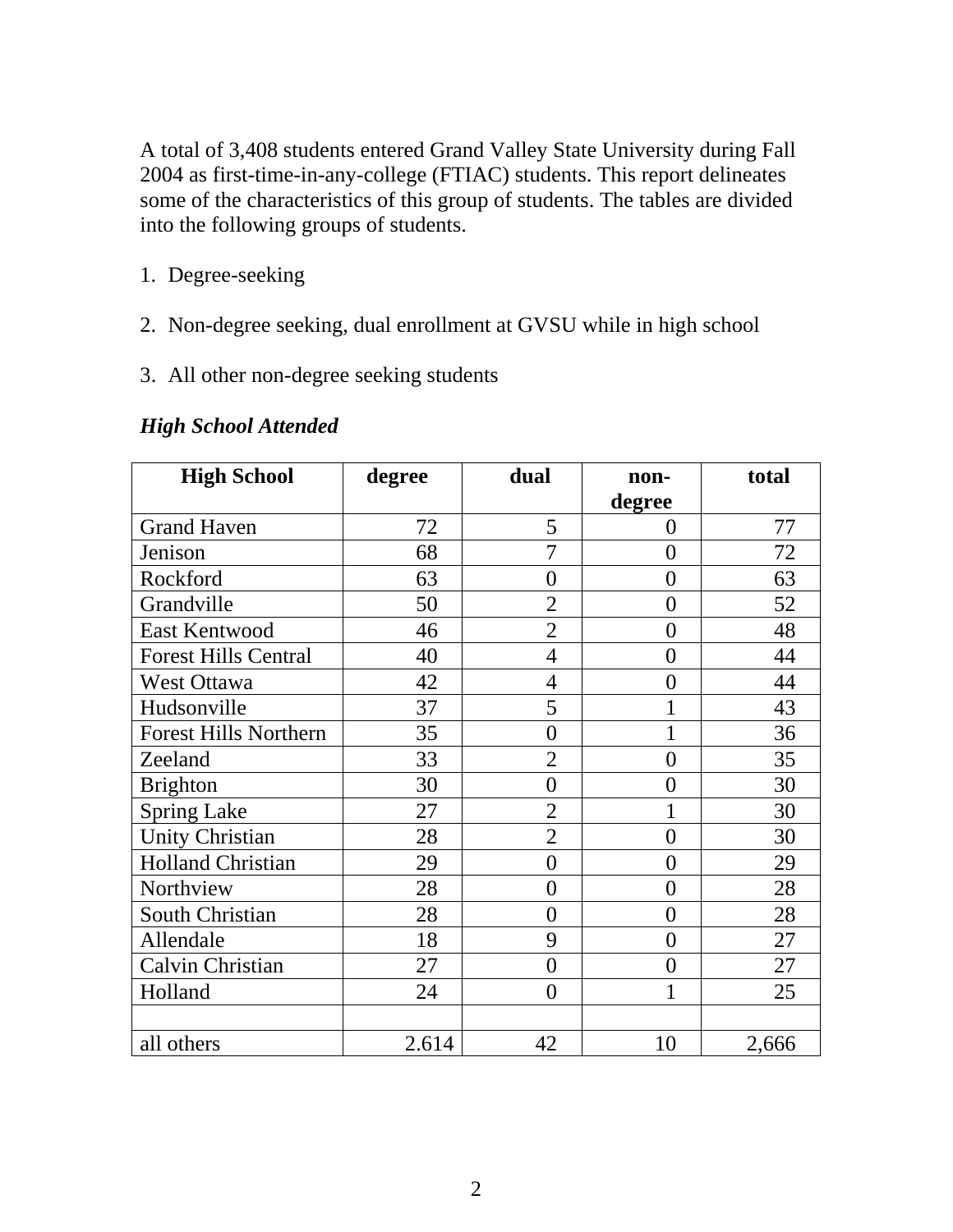A total of 3,408 students entered Grand Valley State University during Fall 2004 as first-time-in-any-college (FTIAC) students. This report delineates some of the characteristics of this group of students. The tables are divided into the following groups of students.

1. Degree-seeking

2. Non-degree seeking, dual enrollment at GVSU while in high school

3. All other non-degree seeking students

***High School Attended***

| High School | degree | dual | non-degree | total |
|---|---|---|---|---|
| Grand Haven | 72 | 5 | 0 | 77 |
| Jenison | 68 | 7 | 0 | 72 |
| Rockford | 63 | 0 | 0 | 63 |
| Grandville | 50 | 2 | 0 | 52 |
| East Kentwood | 46 | 2 | 0 | 48 |
| Forest Hills Central | 40 | 4 | 0 | 44 |
| West Ottawa | 42 | 4 | 0 | 44 |
| Hudsonville | 37 | 5 | 1 | 43 |
| Forest Hills Northern | 35 | 0 | 1 | 36 |
| Zeeland | 33 | 2 | 0 | 35 |
| Brighton | 30 | 0 | 0 | 30 |
| Spring Lake | 27 | 2 | 1 | 30 |
| Unity Christian | 28 | 2 | 0 | 30 |
| Holland Christian | 29 | 0 | 0 | 29 |
| Northview | 28 | 0 | 0 | 28 |
| South Christian | 28 | 0 | 0 | 28 |
| Allendale | 18 | 9 | 0 | 27 |
| Calvin Christian | 27 | 0 | 0 | 27 |
| Holland | 24 | 0 | 1 | 25 |
| | | | | |
| all others | 2.614 | 42 | 10 | 2,666 |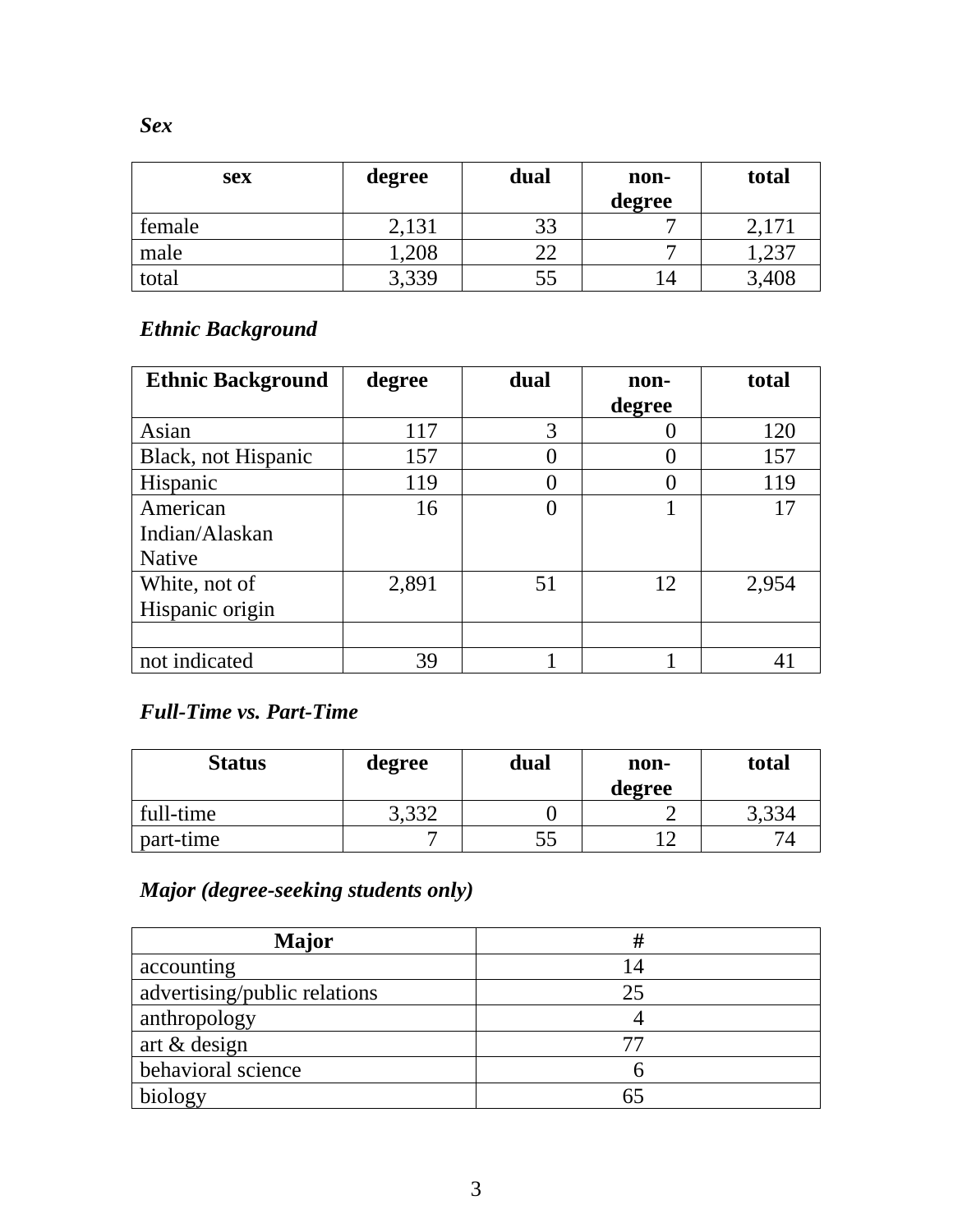### *Sex*

| sex | degree | dual | non-degree | total |
|---|---|---|---|---|
| female | 2,131 | 33 | 7 | 2,171 |
| male | 1,208 | 22 | 7 | 1,237 |
| total | 3,339 | 55 | 14 | 3,408 |

### *Ethnic Background*

| Ethnic Background | degree | dual | non-degree | total |
|---|---|---|---|---|
| Asian | 117 | 3 | 0 | 120 |
| Black, not Hispanic | 157 | 0 | 0 | 157 |
| Hispanic | 119 | 0 | 0 | 119 |
| American Indian/Alaskan Native | 16 | 0 | 1 | 17 |
| White, not of Hispanic origin | 2,891 | 51 | 12 | 2,954 |
| | | | | |
| not indicated | 39 | 1 | 1 | 41 |

### *Full-Time vs. Part-Time*

| Status | degree | dual | non-degree | total |
|---|---|---|---|---|
| full-time | 3,332 | 0 | 2 | 3,334 |
| part-time | 7 | 55 | 12 | 74 |

### *Major (degree-seeking students only)*

| Major | # |
|---|---|
| accounting | 14 |
| advertising/public relations | 25 |
| anthropology | 4 |
| art & design | 77 |
| behavioral science | 6 |
| biology | 65 |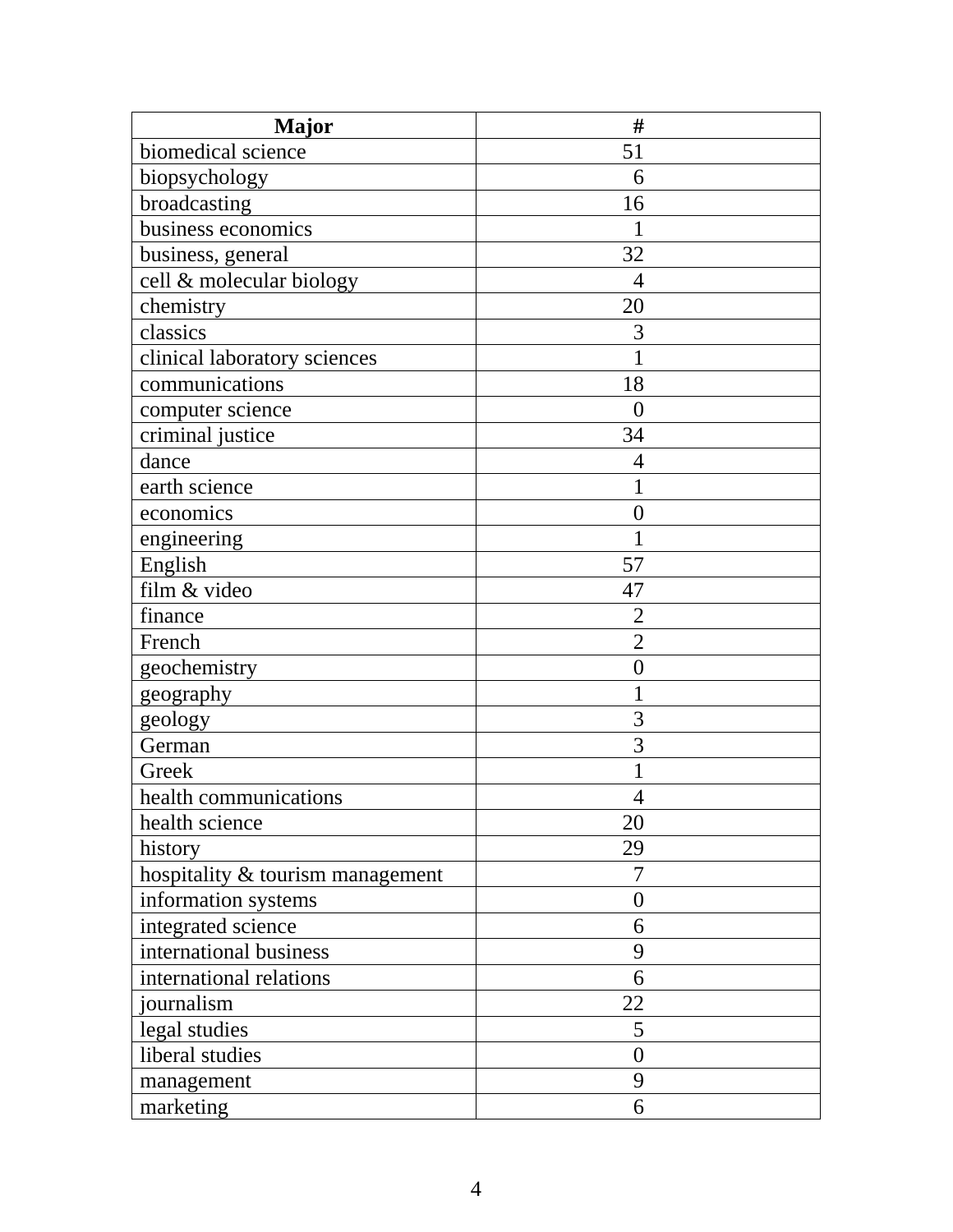| Major | # |
|---|---|
| biomedical science | 51 |
| biopsychology | 6 |
| broadcasting | 16 |
| business economics | 1 |
| business, general | 32 |
| cell & molecular biology | 4 |
| chemistry | 20 |
| classics | 3 |
| clinical laboratory sciences | 1 |
| communications | 18 |
| computer science | 0 |
| criminal justice | 34 |
| dance | 4 |
| earth science | 1 |
| economics | 0 |
| engineering | 1 |
| English | 57 |
| film & video | 47 |
| finance | 2 |
| French | 2 |
| geochemistry | 0 |
| geography | 1 |
| geology | 3 |
| German | 3 |
| Greek | 1 |
| health communications | 4 |
| health science | 20 |
| history | 29 |
| hospitality & tourism management | 7 |
| information systems | 0 |
| integrated science | 6 |
| international business | 9 |
| international relations | 6 |
| journalism | 22 |
| legal studies | 5 |
| liberal studies | 0 |
| management | 9 |
| marketing | 6 |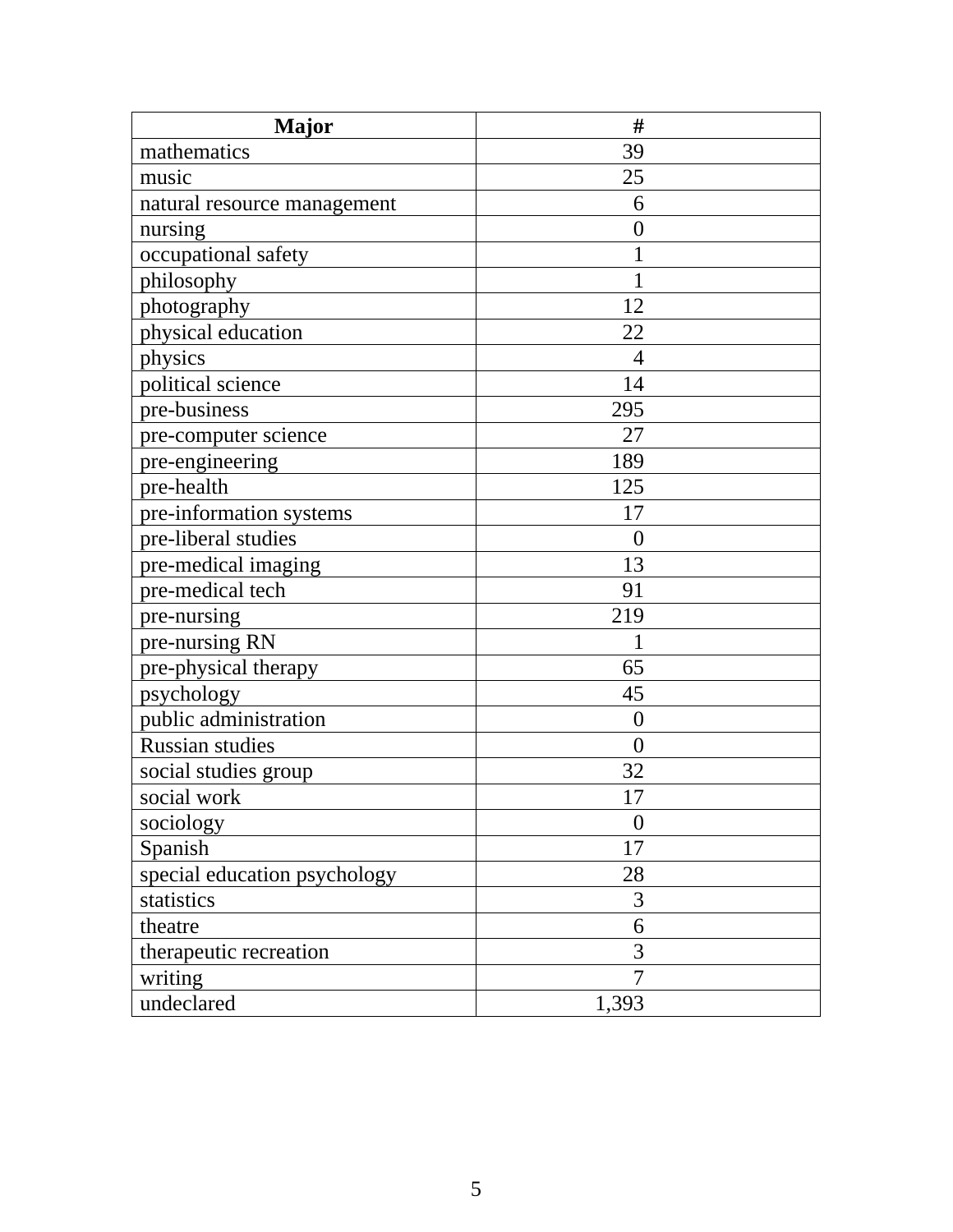| Major | # |
| --- | --- |
| mathematics | 39 |
| music | 25 |
| natural resource management | 6 |
| nursing | 0 |
| occupational safety | 1 |
| philosophy | 1 |
| photography | 12 |
| physical education | 22 |
| physics | 4 |
| political science | 14 |
| pre-business | 295 |
| pre-computer science | 27 |
| pre-engineering | 189 |
| pre-health | 125 |
| pre-information systems | 17 |
| pre-liberal studies | 0 |
| pre-medical imaging | 13 |
| pre-medical tech | 91 |
| pre-nursing | 219 |
| pre-nursing RN | 1 |
| pre-physical therapy | 65 |
| psychology | 45 |
| public administration | 0 |
| Russian studies | 0 |
| social studies group | 32 |
| social work | 17 |
| sociology | 0 |
| Spanish | 17 |
| special education psychology | 28 |
| statistics | 3 |
| theatre | 6 |
| therapeutic recreation | 3 |
| writing | 7 |
| undeclared | 1,393 |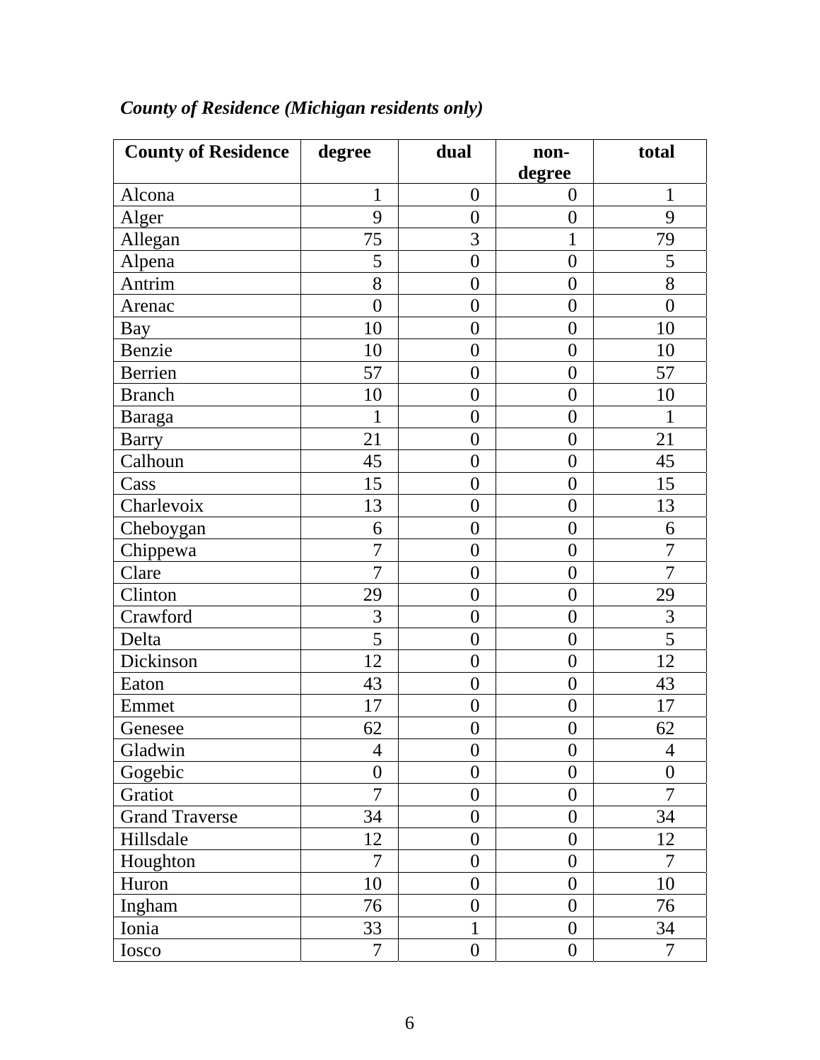***County of Residence (Michigan residents only)***

| County of Residence | degree | dual | non-degree | total |
|---|---|---|---|---|
| Alcona | 1 | 0 | 0 | 1 |
| Alger | 9 | 0 | 0 | 9 |
| Allegan | 75 | 3 | 1 | 79 |
| Alpena | 5 | 0 | 0 | 5 |
| Antrim | 8 | 0 | 0 | 8 |
| Arenac | 0 | 0 | 0 | 0 |
| Bay | 10 | 0 | 0 | 10 |
| Benzie | 10 | 0 | 0 | 10 |
| Berrien | 57 | 0 | 0 | 57 |
| Branch | 10 | 0 | 0 | 10 |
| Baraga | 1 | 0 | 0 | 1 |
| Barry | 21 | 0 | 0 | 21 |
| Calhoun | 45 | 0 | 0 | 45 |
| Cass | 15 | 0 | 0 | 15 |
| Charlevoix | 13 | 0 | 0 | 13 |
| Cheboygan | 6 | 0 | 0 | 6 |
| Chippewa | 7 | 0 | 0 | 7 |
| Clare | 7 | 0 | 0 | 7 |
| Clinton | 29 | 0 | 0 | 29 |
| Crawford | 3 | 0 | 0 | 3 |
| Delta | 5 | 0 | 0 | 5 |
| Dickinson | 12 | 0 | 0 | 12 |
| Eaton | 43 | 0 | 0 | 43 |
| Emmet | 17 | 0 | 0 | 17 |
| Genesee | 62 | 0 | 0 | 62 |
| Gladwin | 4 | 0 | 0 | 4 |
| Gogebic | 0 | 0 | 0 | 0 |
| Gratiot | 7 | 0 | 0 | 7 |
| Grand Traverse | 34 | 0 | 0 | 34 |
| Hillsdale | 12 | 0 | 0 | 12 |
| Houghton | 7 | 0 | 0 | 7 |
| Huron | 10 | 0 | 0 | 10 |
| Ingham | 76 | 0 | 0 | 76 |
| Ionia | 33 | 1 | 0 | 34 |
| Iosco | 7 | 0 | 0 | 7 |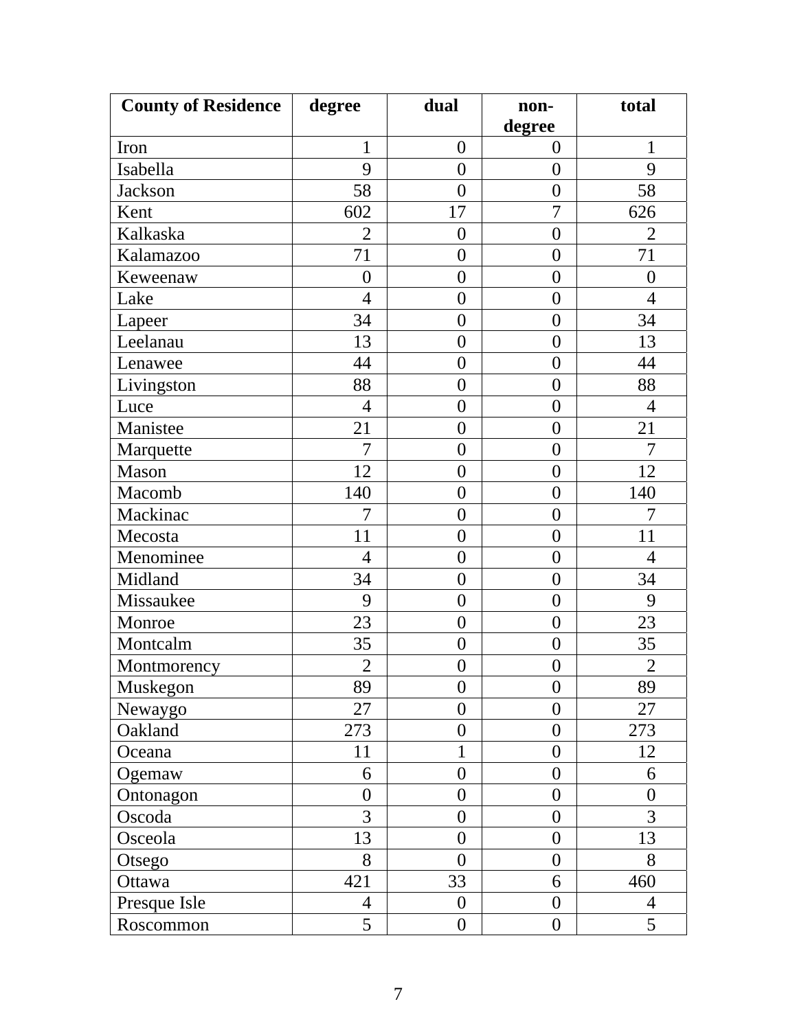| County of Residence | degree | dual | non-degree | total |
|---|---|---|---|---|
| Iron | 1 | 0 | 0 | 1 |
| Isabella | 9 | 0 | 0 | 9 |
| Jackson | 58 | 0 | 0 | 58 |
| Kent | 602 | 17 | 7 | 626 |
| Kalkaska | 2 | 0 | 0 | 2 |
| Kalamazoo | 71 | 0 | 0 | 71 |
| Keweenaw | 0 | 0 | 0 | 0 |
| Lake | 4 | 0 | 0 | 4 |
| Lapeer | 34 | 0 | 0 | 34 |
| Leelanau | 13 | 0 | 0 | 13 |
| Lenawee | 44 | 0 | 0 | 44 |
| Livingston | 88 | 0 | 0 | 88 |
| Luce | 4 | 0 | 0 | 4 |
| Manistee | 21 | 0 | 0 | 21 |
| Marquette | 7 | 0 | 0 | 7 |
| Mason | 12 | 0 | 0 | 12 |
| Macomb | 140 | 0 | 0 | 140 |
| Mackinac | 7 | 0 | 0 | 7 |
| Mecosta | 11 | 0 | 0 | 11 |
| Menominee | 4 | 0 | 0 | 4 |
| Midland | 34 | 0 | 0 | 34 |
| Missaukee | 9 | 0 | 0 | 9 |
| Monroe | 23 | 0 | 0 | 23 |
| Montcalm | 35 | 0 | 0 | 35 |
| Montmorency | 2 | 0 | 0 | 2 |
| Muskegon | 89 | 0 | 0 | 89 |
| Newaygo | 27 | 0 | 0 | 27 |
| Oakland | 273 | 0 | 0 | 273 |
| Oceana | 11 | 1 | 0 | 12 |
| Ogemaw | 6 | 0 | 0 | 6 |
| Ontonagon | 0 | 0 | 0 | 0 |
| Oscoda | 3 | 0 | 0 | 3 |
| Osceola | 13 | 0 | 0 | 13 |
| Otsego | 8 | 0 | 0 | 8 |
| Ottawa | 421 | 33 | 6 | 460 |
| Presque Isle | 4 | 0 | 0 | 4 |
| Roscommon | 5 | 0 | 0 | 5 |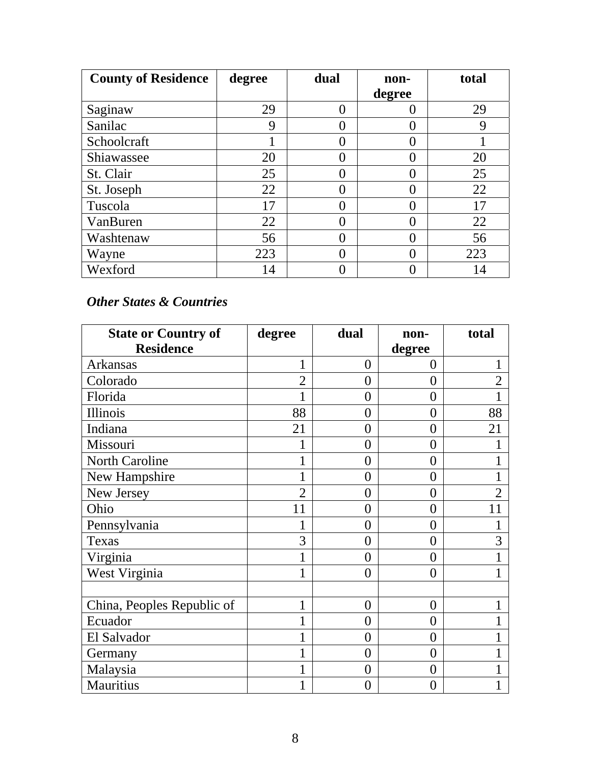| County of Residence | degree | dual | non-degree | total |
|---|---|---|---|---|
| Saginaw | 29 | 0 | 0 | 29 |
| Sanilac | 9 | 0 | 0 | 9 |
| Schoolcraft | 1 | 0 | 0 | 1 |
| Shiawassee | 20 | 0 | 0 | 20 |
| St. Clair | 25 | 0 | 0 | 25 |
| St. Joseph | 22 | 0 | 0 | 22 |
| Tuscola | 17 | 0 | 0 | 17 |
| VanBuren | 22 | 0 | 0 | 22 |
| Washtenaw | 56 | 0 | 0 | 56 |
| Wayne | 223 | 0 | 0 | 223 |
| Wexford | 14 | 0 | 0 | 14 |

***Other States & Countries***

| State or Country of Residence | degree | dual | non-degree | total |
|---|---|---|---|---|
| Arkansas | 1 | 0 | 0 | 1 |
| Colorado | 2 | 0 | 0 | 2 |
| Florida | 1 | 0 | 0 | 1 |
| Illinois | 88 | 0 | 0 | 88 |
| Indiana | 21 | 0 | 0 | 21 |
| Missouri | 1 | 0 | 0 | 1 |
| North Caroline | 1 | 0 | 0 | 1 |
| New Hampshire | 1 | 0 | 0 | 1 |
| New Jersey | 2 | 0 | 0 | 2 |
| Ohio | 11 | 0 | 0 | 11 |
| Pennsylvania | 1 | 0 | 0 | 1 |
| Texas | 3 | 0 | 0 | 3 |
| Virginia | 1 | 0 | 0 | 1 |
| West Virginia | 1 | 0 | 0 | 1 |
| | | | | |
| China, Peoples Republic of | 1 | 0 | 0 | 1 |
| Ecuador | 1 | 0 | 0 | 1 |
| El Salvador | 1 | 0 | 0 | 1 |
| Germany | 1 | 0 | 0 | 1 |
| Malaysia | 1 | 0 | 0 | 1 |
| Mauritius | 1 | 0 | 0 | 1 |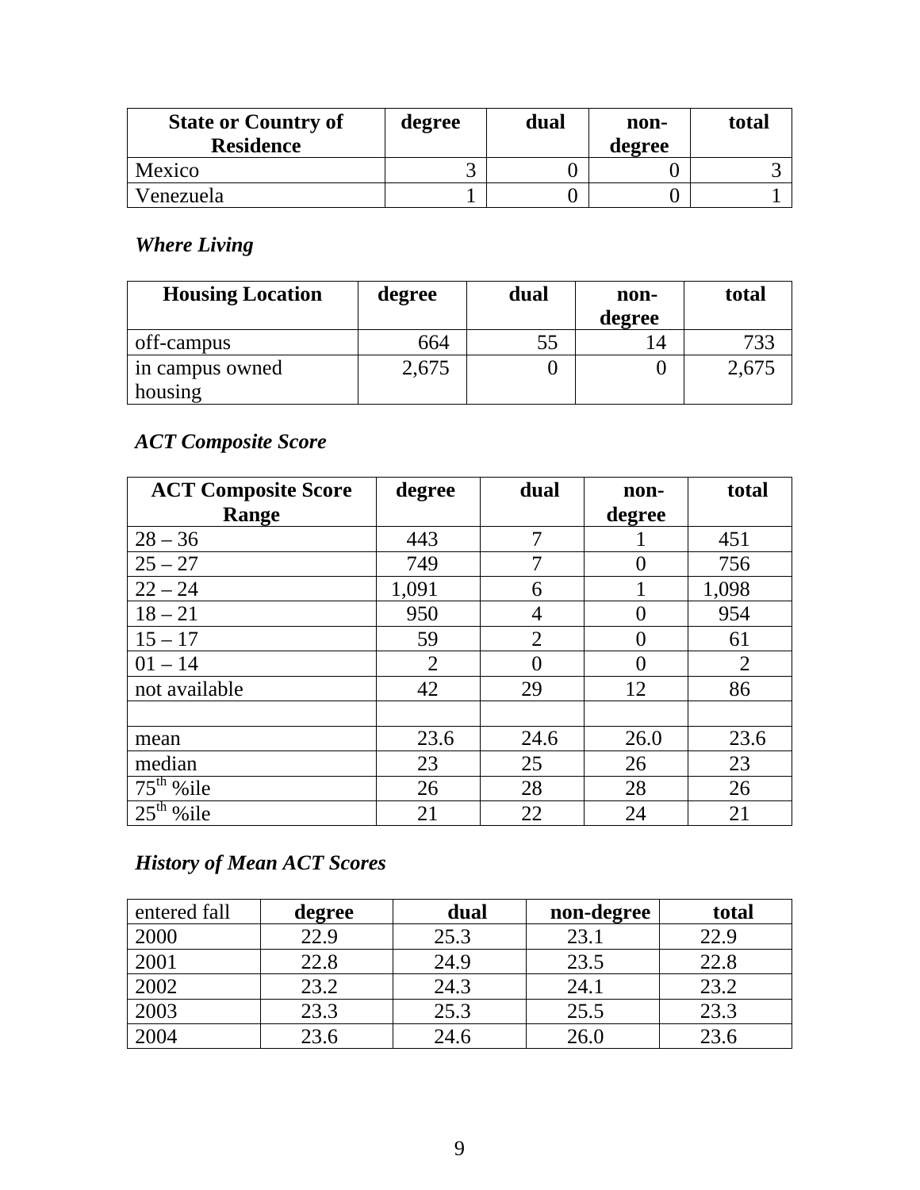| State or Country of Residence | degree | dual | non-degree | total |
|---|---|---|---|---|
| Mexico | 3 | 0 | 0 | 3 |
| Venezuela | 1 | 0 | 0 | 1 |

### *Where Living*

| Housing Location | degree | dual | non-degree | total |
|---|---|---|---|---|
| off-campus | 664 | 55 | 14 | 733 |
| in campus owned housing | 2,675 | 0 | 0 | 2,675 |

### *ACT Composite Score*

| ACT Composite Score Range | degree | dual | non-degree | total |
|---|---|---|---|---|
| 28 – 36 | 443 | 7 | 1 | 451 |
| 25 – 27 | 749 | 7 | 0 | 756 |
| 22 – 24 | 1,091 | 6 | 1 | 1,098 |
| 18 – 21 | 950 | 4 | 0 | 954 |
| 15 – 17 | 59 | 2 | 0 | 61 |
| 01 – 14 | 2 | 0 | 0 | 2 |
| not available | 42 | 29 | 12 | 86 |
| | | | | |
| mean | 23.6 | 24.6 | 26.0 | 23.6 |
| median | 23 | 25 | 26 | 23 |
| 75th %ile | 26 | 28 | 28 | 26 |
| 25th %ile | 21 | 22 | 24 | 21 |

### *History of Mean ACT Scores*

| entered fall | degree | dual | non-degree | total |
|---|---|---|---|---|
| 2000 | 22.9 | 25.3 | 23.1 | 22.9 |
| 2001 | 22.8 | 24.9 | 23.5 | 22.8 |
| 2002 | 23.2 | 24.3 | 24.1 | 23.2 |
| 2003 | 23.3 | 25.3 | 25.5 | 23.3 |
| 2004 | 23.6 | 24.6 | 26.0 | 23.6 |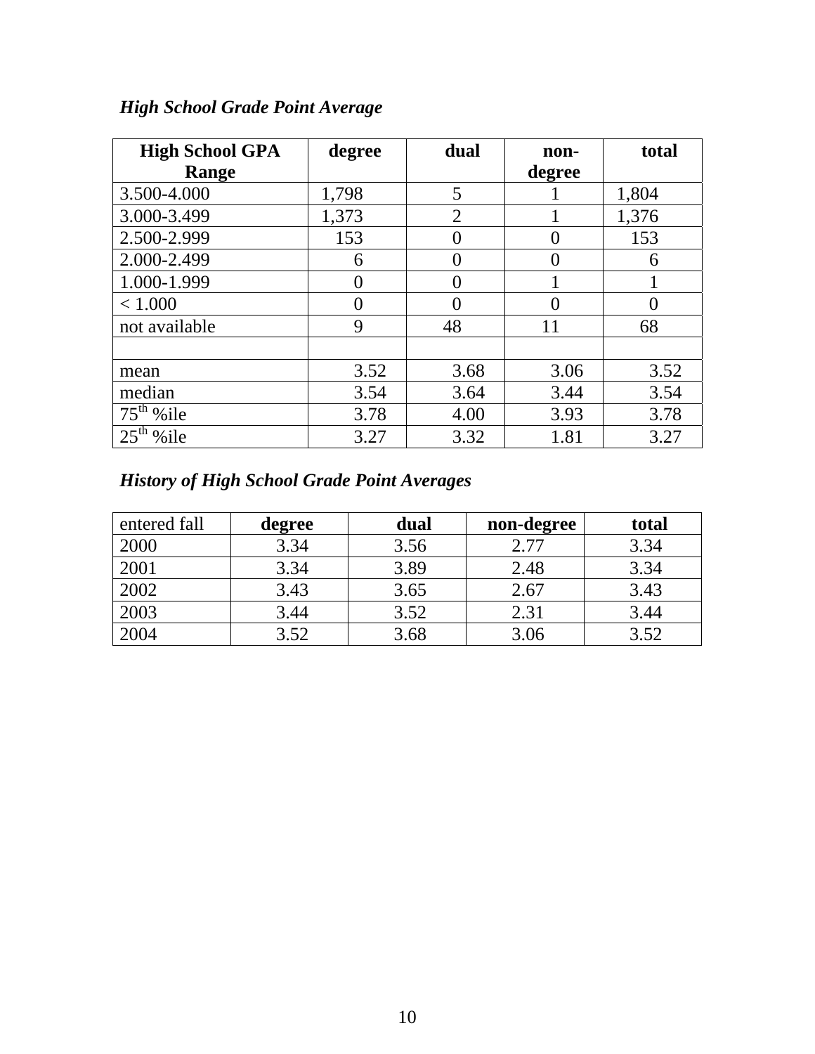***High School Grade Point Average***

| High School GPA Range | degree | dual | non-degree | total |
|---|---|---|---|---|
| 3.500-4.000 | 1,798 | 5 | 1 | 1,804 |
| 3.000-3.499 | 1,373 | 2 | 1 | 1,376 |
| 2.500-2.999 | 153 | 0 | 0 | 153 |
| 2.000-2.499 | 6 | 0 | 0 | 6 |
| 1.000-1.999 | 0 | 0 | 1 | 1 |
| < 1.000 | 0 | 0 | 0 | 0 |
| not available | 9 | 48 | 11 | 68 |
| | | | | |
| mean | 3.52 | 3.68 | 3.06 | 3.52 |
| median | 3.54 | 3.64 | 3.44 | 3.54 |
| 75th %ile | 3.78 | 4.00 | 3.93 | 3.78 |
| 25th %ile | 3.27 | 3.32 | 1.81 | 3.27 |

***History of High School Grade Point Averages***

| entered fall | degree | dual | non-degree | total |
|---|---|---|---|---|
| 2000 | 3.34 | 3.56 | 2.77 | 3.34 |
| 2001 | 3.34 | 3.89 | 2.48 | 3.34 |
| 2002 | 3.43 | 3.65 | 2.67 | 3.43 |
| 2003 | 3.44 | 3.52 | 2.31 | 3.44 |
| 2004 | 3.52 | 3.68 | 3.06 | 3.52 |